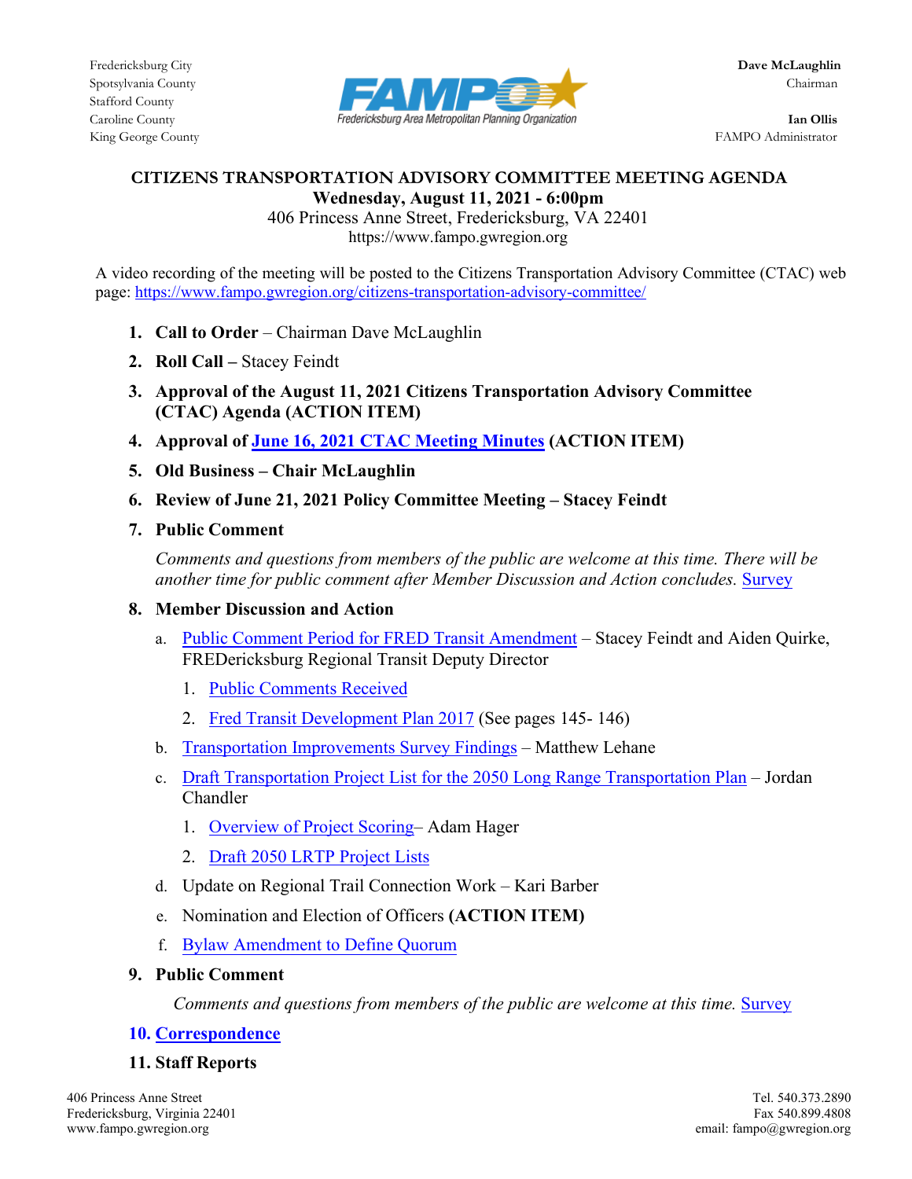Fredericksburg City
Spotsylvania County
Stafford County
Caroline County
King George County

FAMPO — Fredericksburg Area Metropolitan Planning Organization

**Dave McLaughlin**
Chairman

**Ian Ollis**
FAMPO Administrator

# CITIZENS TRANSPORTATION ADVISORY COMMITTEE MEETING AGENDA

**Wednesday, August 11, 2021 - 6:00pm**

406 Princess Anne Street, Fredericksburg, VA 22401

https://www.fampo.gwregion.org

A video recording of the meeting will be posted to the Citizens Transportation Advisory Committee (CTAC) web page: https://www.fampo.gwregion.org/citizens-transportation-advisory-committee/

1. **Call to Order** – Chairman Dave McLaughlin
2. **Roll Call –** Stacey Feindt
3. **Approval of the August 11, 2021 Citizens Transportation Advisory Committee (CTAC) Agenda (ACTION ITEM)**
4. **Approval of June 16, 2021 CTAC Meeting Minutes (ACTION ITEM)**
5. **Old Business – Chair McLaughlin**
6. **Review of June 21, 2021 Policy Committee Meeting – Stacey Feindt**
7. **Public Comment**

   *Comments and questions from members of the public are welcome at this time. There will be another time for public comment after Member Discussion and Action concludes.* Survey

8. **Member Discussion and Action**
   a. Public Comment Period for FRED Transit Amendment – Stacey Feindt and Aiden Quirke, FREDericksburg Regional Transit Deputy Director
      1. Public Comments Received
      2. Fred Transit Development Plan 2017 (See pages 145- 146)

   b. Transportation Improvements Survey Findings – Matthew Lehane

   c. Draft Transportation Project List for the 2050 Long Range Transportation Plan – Jordan Chandler
      1. Overview of Project Scoring– Adam Hager
      2. Draft 2050 LRTP Project Lists

   d. Update on Regional Trail Connection Work – Kari Barber

   e. Nomination and Election of Officers **(ACTION ITEM)**

   f. Bylaw Amendment to Define Quorum

9. **Public Comment**

   *Comments and questions from members of the public are welcome at this time.* Survey

10. **Correspondence**
11. **Staff Reports**

406 Princess Anne Street
Fredericksburg, Virginia 22401
www.fampo.gwregion.org

Tel. 540.373.2890
Fax 540.899.4808
email: fampo@gwregion.org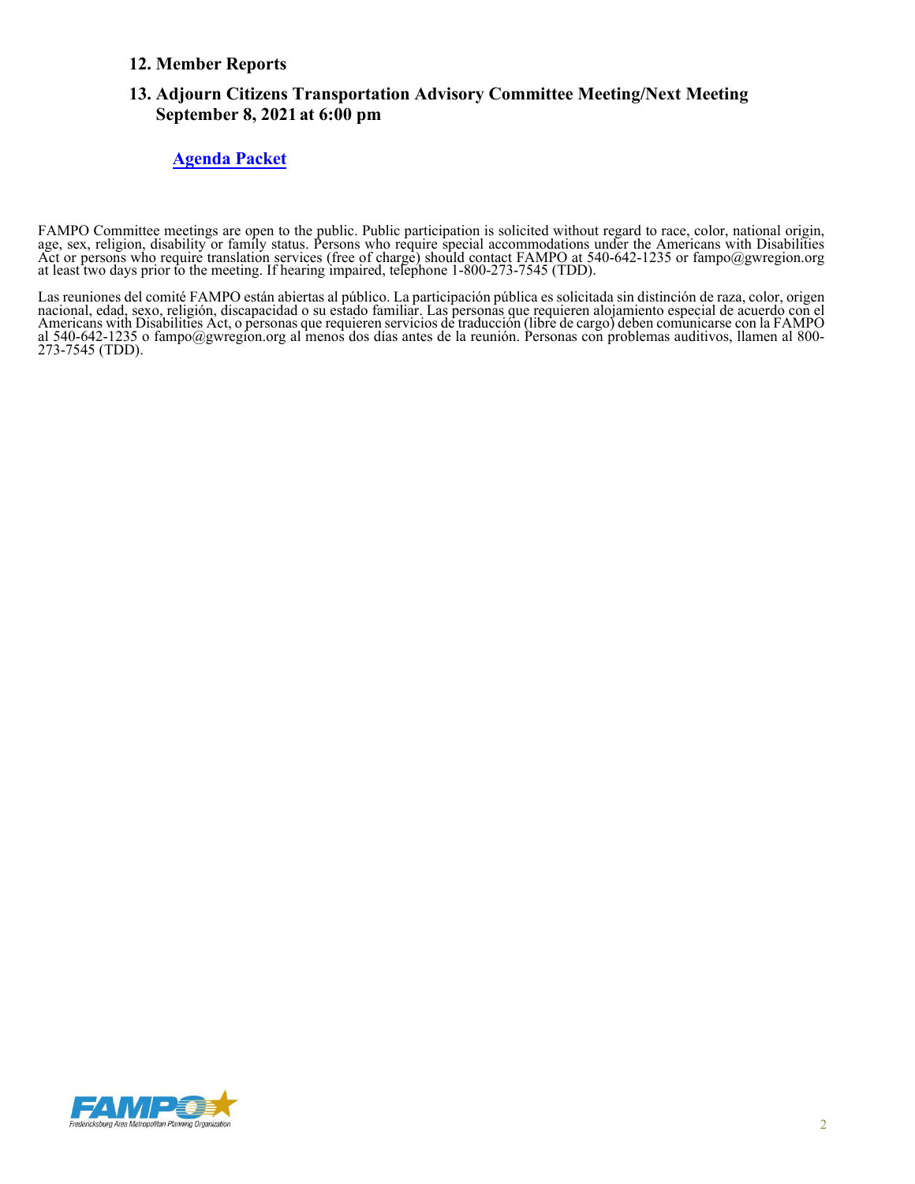**12. Member Reports**

**13. Adjourn Citizens Transportation Advisory Committee Meeting/Next Meeting September 8, 2021 at 6:00 pm**

**Agenda Packet**

FAMPO Committee meetings are open to the public. Public participation is solicited without regard to race, color, national origin, age, sex, religion, disability or family status. Persons who require special accommodations under the Americans with Disabilities Act or persons who require translation services (free of charge) should contact FAMPO at 540-642-1235 or fampo@gwregion.org at least two days prior to the meeting. If hearing impaired, telephone 1-800-273-7545 (TDD).

Las reuniones del comité FAMPO están abiertas al público. La participación pública es solicitada sin distinción de raza, color, origen nacional, edad, sexo, religión, discapacidad o su estado familiar. Las personas que requieren alojamiento especial de acuerdo con el Americans with Disabilities Act, o personas que requieren servicios de traducción (libre de cargo) deben comunicarse con la FAMPO al 540-642-1235 o fampo@gwregion.org al menos dos días antes de la reunión. Personas con problemas auditivos, llamen al 800-273-7545 (TDD).